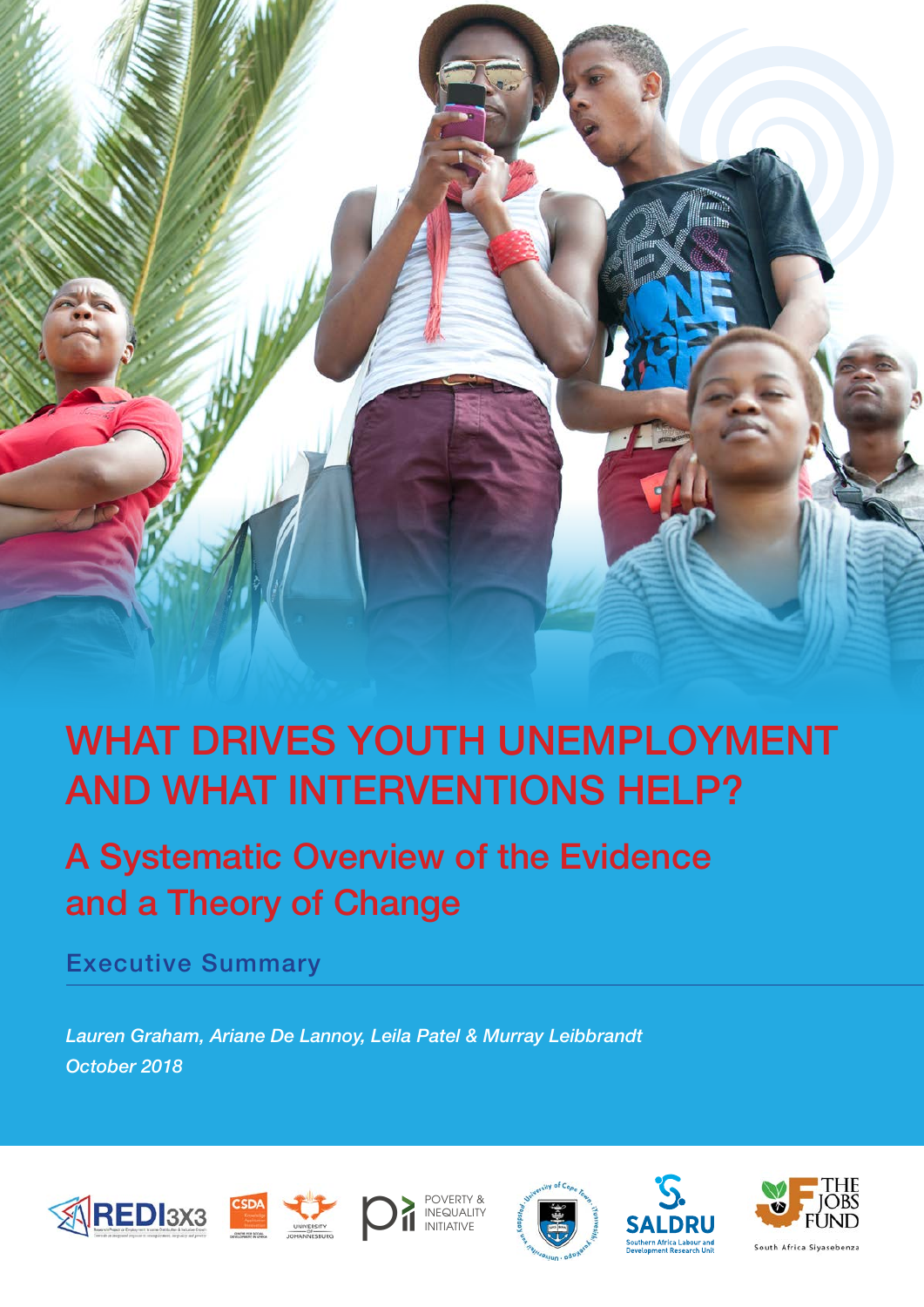# WHAT DRIVES YOUTH UNEMPLOYMENT AND WHAT INTERVENTIONS HELP?

## A Systematic Overview of the Evidence and a Theory of Change

### Executive Summary

*Lauren Graham, Ariane De Lannoy, Leila Patel & Murray Leibbrandt*
*October 2018*

POVERTY & INEQUALITY INITIATIVE

SALDRU
Southern Africa Labour and Development Research Unit

THE JOBS FUND
South Africa Siyasebenza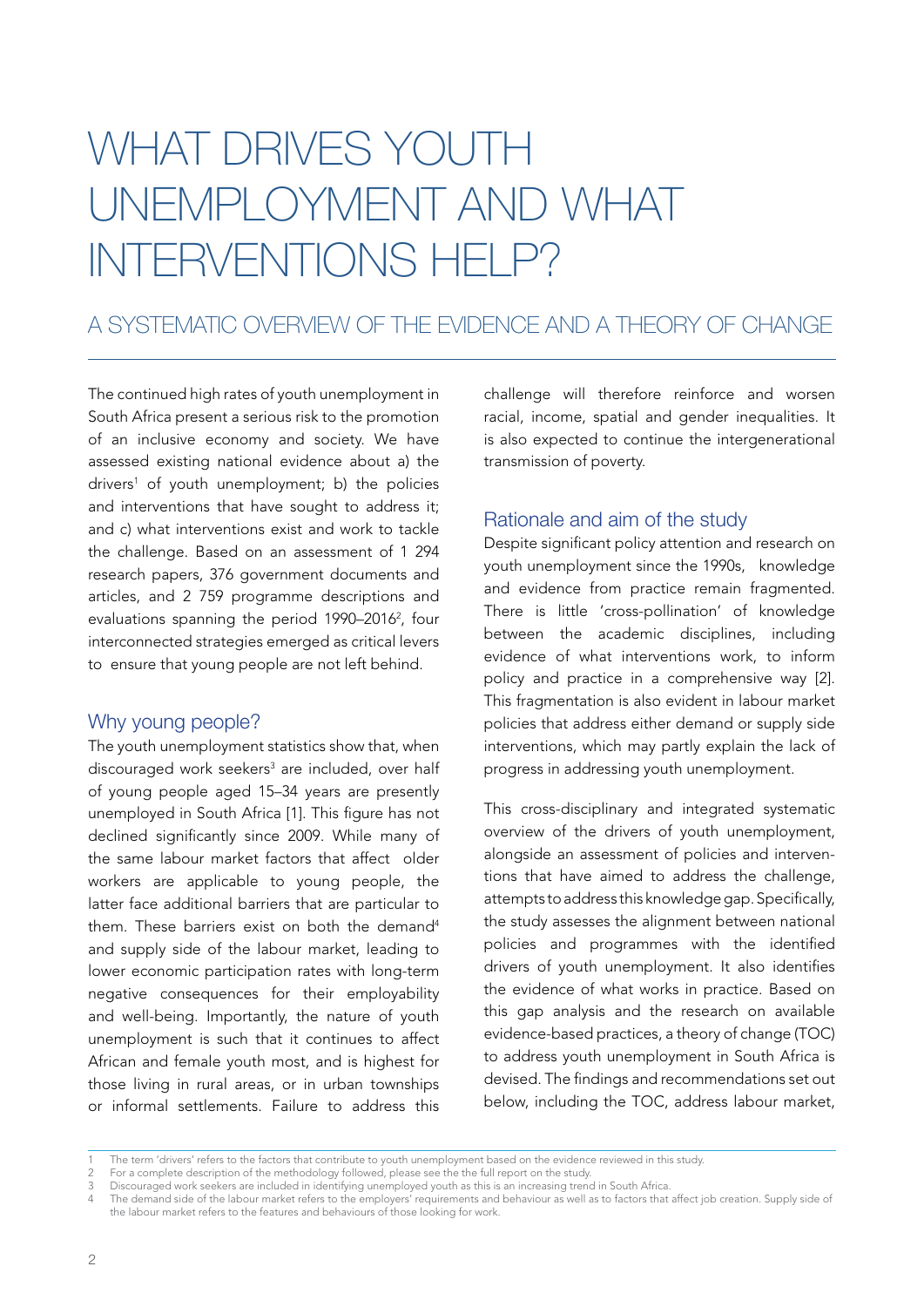# WHAT DRIVES YOUTH UNEMPLOYMENT AND WHAT INTERVENTIONS HELP?

## A SYSTEMATIC OVERVIEW OF THE EVIDENCE AND A THEORY OF CHANGE

The continued high rates of youth unemployment in South Africa present a serious risk to the promotion of an inclusive economy and society. We have assessed existing national evidence about a) the drivers[1] of youth unemployment; b) the policies and interventions that have sought to address it; and c) what interventions exist and work to tackle the challenge. Based on an assessment of 1 294 research papers, 376 government documents and articles, and 2 759 programme descriptions and evaluations spanning the period 1990–2016[2], four interconnected strategies emerged as critical levers to ensure that young people are not left behind.

### Why young people?

The youth unemployment statistics show that, when discouraged work seekers[3] are included, over half of young people aged 15–34 years are presently unemployed in South Africa [1]. This figure has not declined significantly since 2009. While many of the same labour market factors that affect older workers are applicable to young people, the latter face additional barriers that are particular to them. These barriers exist on both the demand[4] and supply side of the labour market, leading to lower economic participation rates with long-term negative consequences for their employability and well-being. Importantly, the nature of youth unemployment is such that it continues to affect African and female youth most, and is highest for those living in rural areas, or in urban townships or informal settlements. Failure to address this challenge will therefore reinforce and worsen racial, income, spatial and gender inequalities. It is also expected to continue the intergenerational transmission of poverty.

### Rationale and aim of the study

Despite significant policy attention and research on youth unemployment since the 1990s, knowledge and evidence from practice remain fragmented. There is little 'cross-pollination' of knowledge between the academic disciplines, including evidence of what interventions work, to inform policy and practice in a comprehensive way [2]. This fragmentation is also evident in labour market policies that address either demand or supply side interventions, which may partly explain the lack of progress in addressing youth unemployment.

This cross-disciplinary and integrated systematic overview of the drivers of youth unemployment, alongside an assessment of policies and interventions that have aimed to address the challenge, attempts to address this knowledge gap. Specifically, the study assesses the alignment between national policies and programmes with the identified drivers of youth unemployment. It also identifies the evidence of what works in practice. Based on this gap analysis and the research on available evidence-based practices, a theory of change (TOC) to address youth unemployment in South Africa is devised. The findings and recommendations set out below, including the TOC, address labour market,

---

1 The term 'drivers' refers to the factors that contribute to youth unemployment based on the evidence reviewed in this study.
2 For a complete description of the methodology followed, please see the the full report on the study.
3 Discouraged work seekers are included in identifying unemployed youth as this is an increasing trend in South Africa.
4 The demand side of the labour market refers to the employers' requirements and behaviour as well as to factors that affect job creation. Supply side of the labour market refers to the features and behaviours of those looking for work.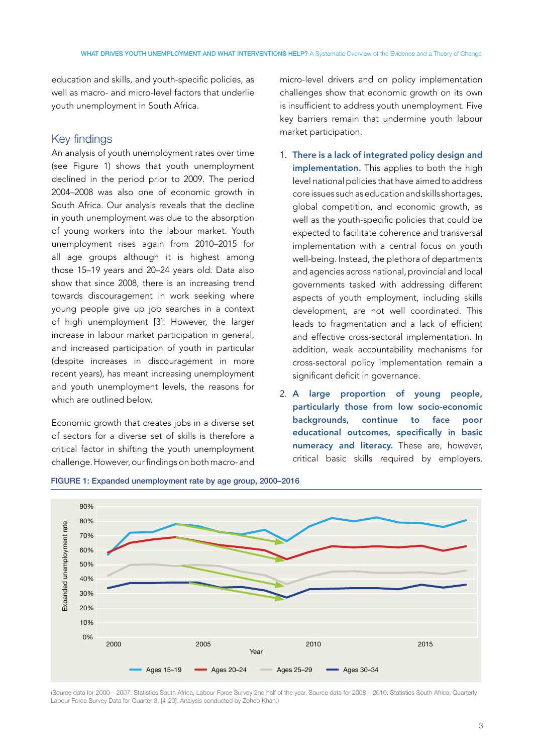education and skills, and youth-specific policies, as well as macro- and micro-level factors that underlie youth unemployment in South Africa.

## Key findings

An analysis of youth unemployment rates over time (see Figure 1) shows that youth unemployment declined in the period prior to 2009. The period 2004–2008 was also one of economic growth in South Africa. Our analysis reveals that the decline in youth unemployment was due to the absorption of young workers into the labour market. Youth unemployment rises again from 2010–2015 for all age groups although it is highest among those 15–19 years and 20–24 years old. Data also show that since 2008, there is an increasing trend towards discouragement in work seeking where young people give up job searches in a context of high unemployment [3]. However, the larger increase in labour market participation in general, and increased participation of youth in particular (despite increases in discouragement in more recent years), has meant increasing unemployment and youth unemployment levels, the reasons for which are outlined below.

Economic growth that creates jobs in a diverse set of sectors for a diverse set of skills is therefore a critical factor in shifting the youth unemployment challenge. However, our findings on both macro- and micro-level drivers and on policy implementation challenges show that economic growth on its own is insufficient to address youth unemployment. Five key barriers remain that undermine youth labour market participation.

1. **There is a lack of integrated policy design and implementation.** This applies to both the high level national policies that have aimed to address core issues such as education and skills shortages, global competition, and economic growth, as well as the youth-specific policies that could be expected to facilitate coherence and transversal implementation with a central focus on youth well-being. Instead, the plethora of departments and agencies across national, provincial and local governments tasked with addressing different aspects of youth employment, including skills development, are not well coordinated. This leads to fragmentation and a lack of efficient and effective cross-sectoral implementation. In addition, weak accountability mechanisms for cross-sectoral policy implementation remain a significant deficit in governance.
2. **A large proportion of young people, particularly those from low socio-economic backgrounds, continue to face poor educational outcomes, specifically in basic numeracy and literacy.** These are, however, critical basic skills required by employers.

**FIGURE 1: Expanded unemployment rate by age group, 2000–2016**

Expanded unemployment rate
90%
80%
70%
60%
50%
40%
30%
20%
10%
0%
2000
2005
2010
2015
Year
Ages 15–19
Ages 20–24
Ages 25–29
Ages 30–34

(Source data for 2000 – 2007: Statistics South Africa, Labour Force Survey 2nd half of the year. Source data for 2008 – 2016: Statistics South Africa, Quarterly Labour Force Survey Data for Quarter 3. [4-20]. Analysis conducted by Zoheb Khan.)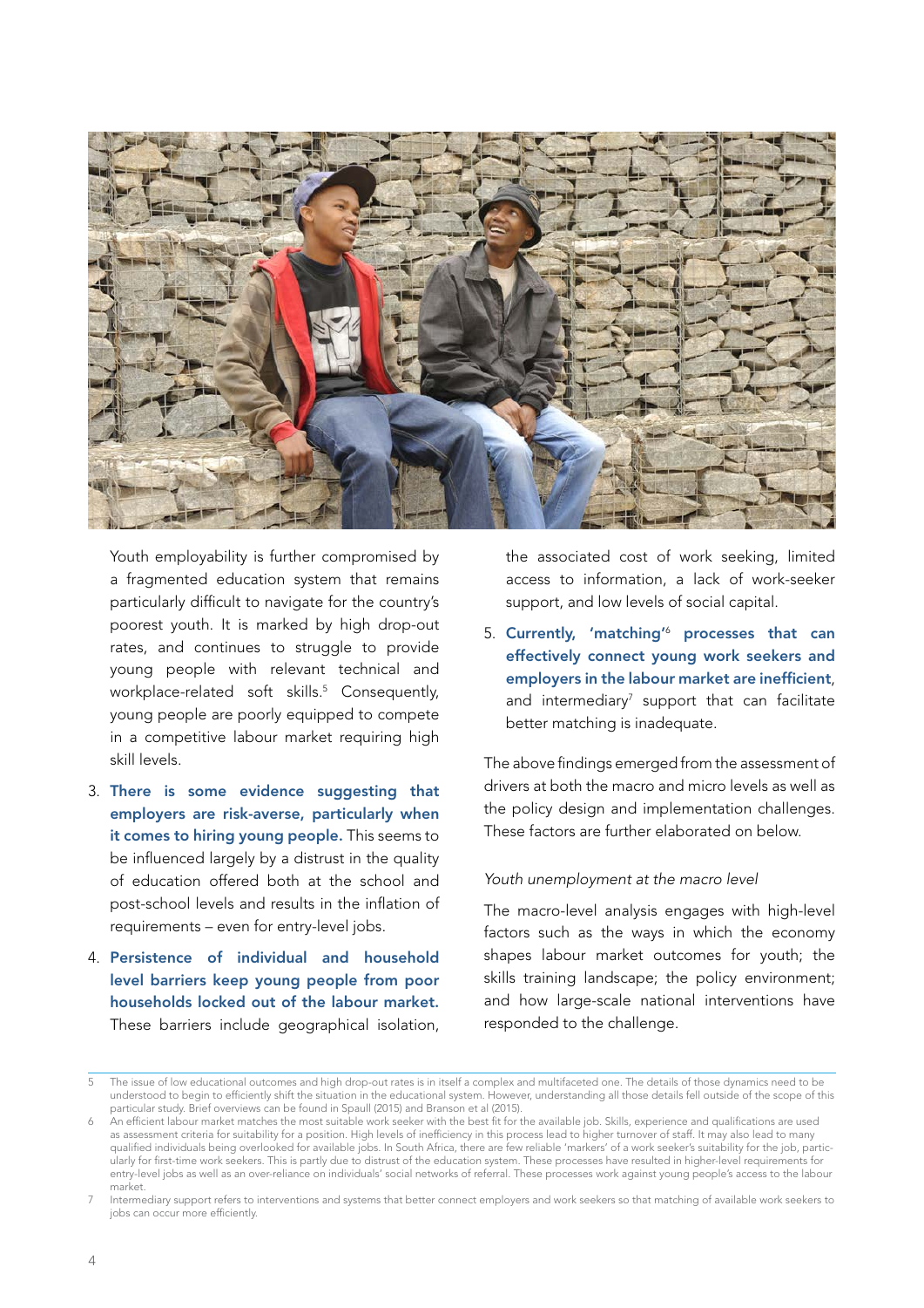Youth employability is further compromised by a fragmented education system that remains particularly difficult to navigate for the country's poorest youth. It is marked by high drop-out rates, and continues to struggle to provide young people with relevant technical and workplace-related soft skills.[5] Consequently, young people are poorly equipped to compete in a competitive labour market requiring high skill levels.

3. **There is some evidence suggesting that employers are risk-averse, particularly when it comes to hiring young people.** This seems to be influenced largely by a distrust in the quality of education offered both at the school and post-school levels and results in the inflation of requirements – even for entry-level jobs.
4. **Persistence of individual and household level barriers keep young people from poor households locked out of the labour market.** These barriers include geographical isolation, the associated cost of work seeking, limited access to information, a lack of work-seeker support, and low levels of social capital.
5. **Currently, 'matching'[6] processes that can effectively connect young work seekers and employers in the labour market are inefficient**, and intermediary[7] support that can facilitate better matching is inadequate.

The above findings emerged from the assessment of drivers at both the macro and micro levels as well as the policy design and implementation challenges. These factors are further elaborated on below.

*Youth unemployment at the macro level*

The macro-level analysis engages with high-level factors such as the ways in which the economy shapes labour market outcomes for youth; the skills training landscape; the policy environment; and how large-scale national interventions have responded to the challenge.

---

5 The issue of low educational outcomes and high drop-out rates is in itself a complex and multifaceted one. The details of those dynamics need to be understood to begin to efficiently shift the situation in the educational system. However, understanding all those details fell outside of the scope of this particular study. Brief overviews can be found in Spaull (2015) and Branson et al (2015).

6 An efficient labour market matches the most suitable work seeker with the best fit for the available job. Skills, experience and qualifications are used as assessment criteria for suitability for a position. High levels of inefficiency in this process lead to higher turnover of staff. It may also lead to many qualified individuals being overlooked for available jobs. In South Africa, there are few reliable 'markers' of a work seeker's suitability for the job, particularly for first-time work seekers. This is partly due to distrust of the education system. These processes have resulted in higher-level requirements for entry-level jobs as well as an over-reliance on individuals' social networks of referral. These processes work against young people's access to the labour market.

7 Intermediary support refers to interventions and systems that better connect employers and work seekers so that matching of available work seekers to jobs can occur more efficiently.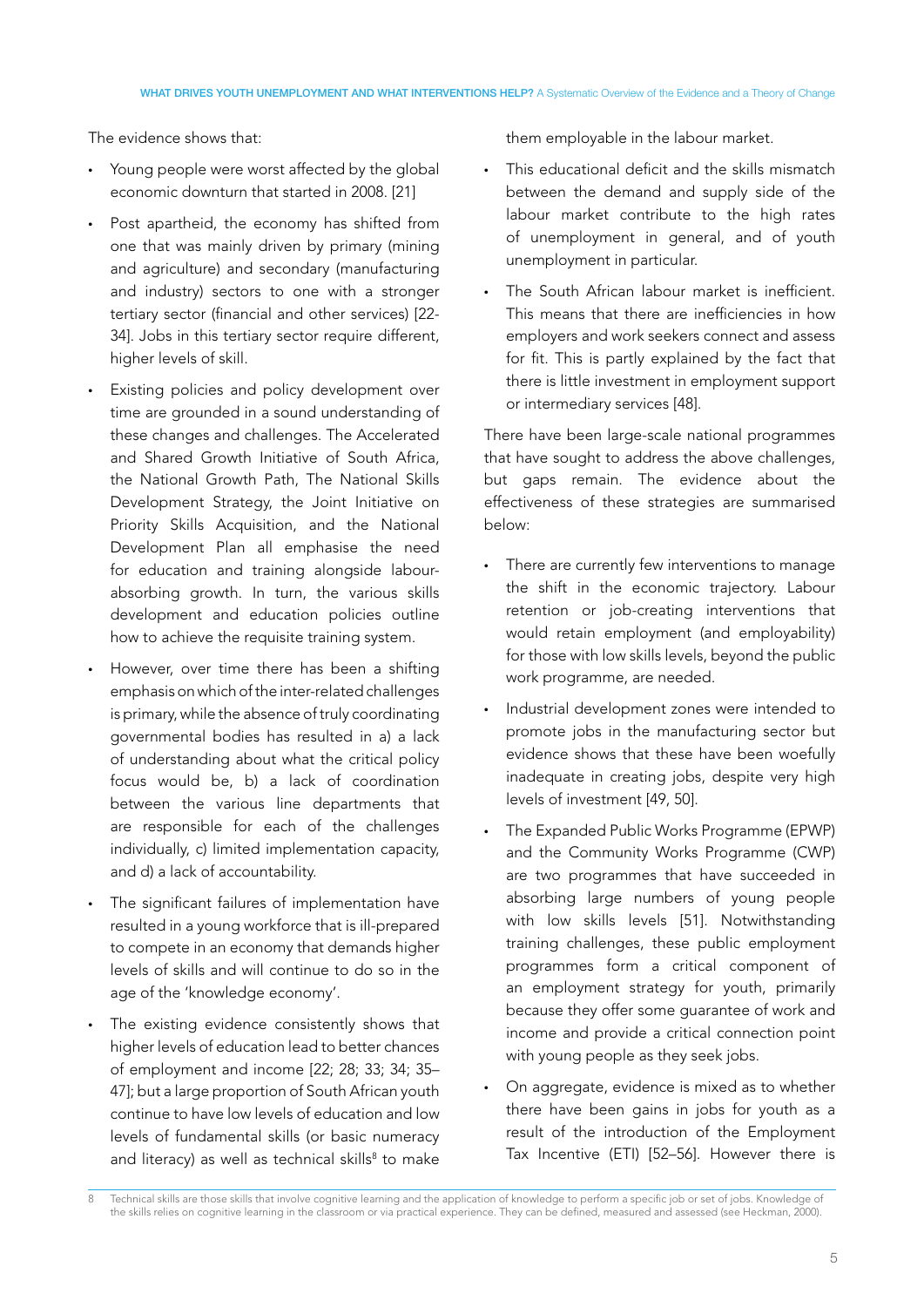The evidence shows that:

- Young people were worst affected by the global economic downturn that started in 2008. [21]
- Post apartheid, the economy has shifted from one that was mainly driven by primary (mining and agriculture) and secondary (manufacturing and industry) sectors to one with a stronger tertiary sector (financial and other services) [22-34]. Jobs in this tertiary sector require different, higher levels of skill.
- Existing policies and policy development over time are grounded in a sound understanding of these changes and challenges. The Accelerated and Shared Growth Initiative of South Africa, the National Growth Path, The National Skills Development Strategy, the Joint Initiative on Priority Skills Acquisition, and the National Development Plan all emphasise the need for education and training alongside labour-absorbing growth. In turn, the various skills development and education policies outline how to achieve the requisite training system.
- However, over time there has been a shifting emphasis on which of the inter-related challenges is primary, while the absence of truly coordinating governmental bodies has resulted in a) a lack of understanding about what the critical policy focus would be, b) a lack of coordination between the various line departments that are responsible for each of the challenges individually, c) limited implementation capacity, and d) a lack of accountability.
- The significant failures of implementation have resulted in a young workforce that is ill-prepared to compete in an economy that demands higher levels of skills and will continue to do so in the age of the 'knowledge economy'.
- The existing evidence consistently shows that higher levels of education lead to better chances of employment and income [22; 28; 33; 34; 35–47]; but a large proportion of South African youth continue to have low levels of education and low levels of fundamental skills (or basic numeracy and literacy) as well as technical skills[8] to make them employable in the labour market.
- This educational deficit and the skills mismatch between the demand and supply side of the labour market contribute to the high rates of unemployment in general, and of youth unemployment in particular.
- The South African labour market is inefficient. This means that there are inefficiencies in how employers and work seekers connect and assess for fit. This is partly explained by the fact that there is little investment in employment support or intermediary services [48].

There have been large-scale national programmes that have sought to address the above challenges, but gaps remain. The evidence about the effectiveness of these strategies are summarised below:

- There are currently few interventions to manage the shift in the economic trajectory. Labour retention or job-creating interventions that would retain employment (and employability) for those with low skills levels, beyond the public work programme, are needed.
- Industrial development zones were intended to promote jobs in the manufacturing sector but evidence shows that these have been woefully inadequate in creating jobs, despite very high levels of investment [49, 50].
- The Expanded Public Works Programme (EPWP) and the Community Works Programme (CWP) are two programmes that have succeeded in absorbing large numbers of young people with low skills levels [51]. Notwithstanding training challenges, these public employment programmes form a critical component of an employment strategy for youth, primarily because they offer some guarantee of work and income and provide a critical connection point with young people as they seek jobs.
- On aggregate, evidence is mixed as to whether there have been gains in jobs for youth as a result of the introduction of the Employment Tax Incentive (ETI) [52–56]. However there is

8 Technical skills are those skills that involve cognitive learning and the application of knowledge to perform a specific job or set of jobs. Knowledge of the skills relies on cognitive learning in the classroom or via practical experience. They can be defined, measured and assessed (see Heckman, 2000).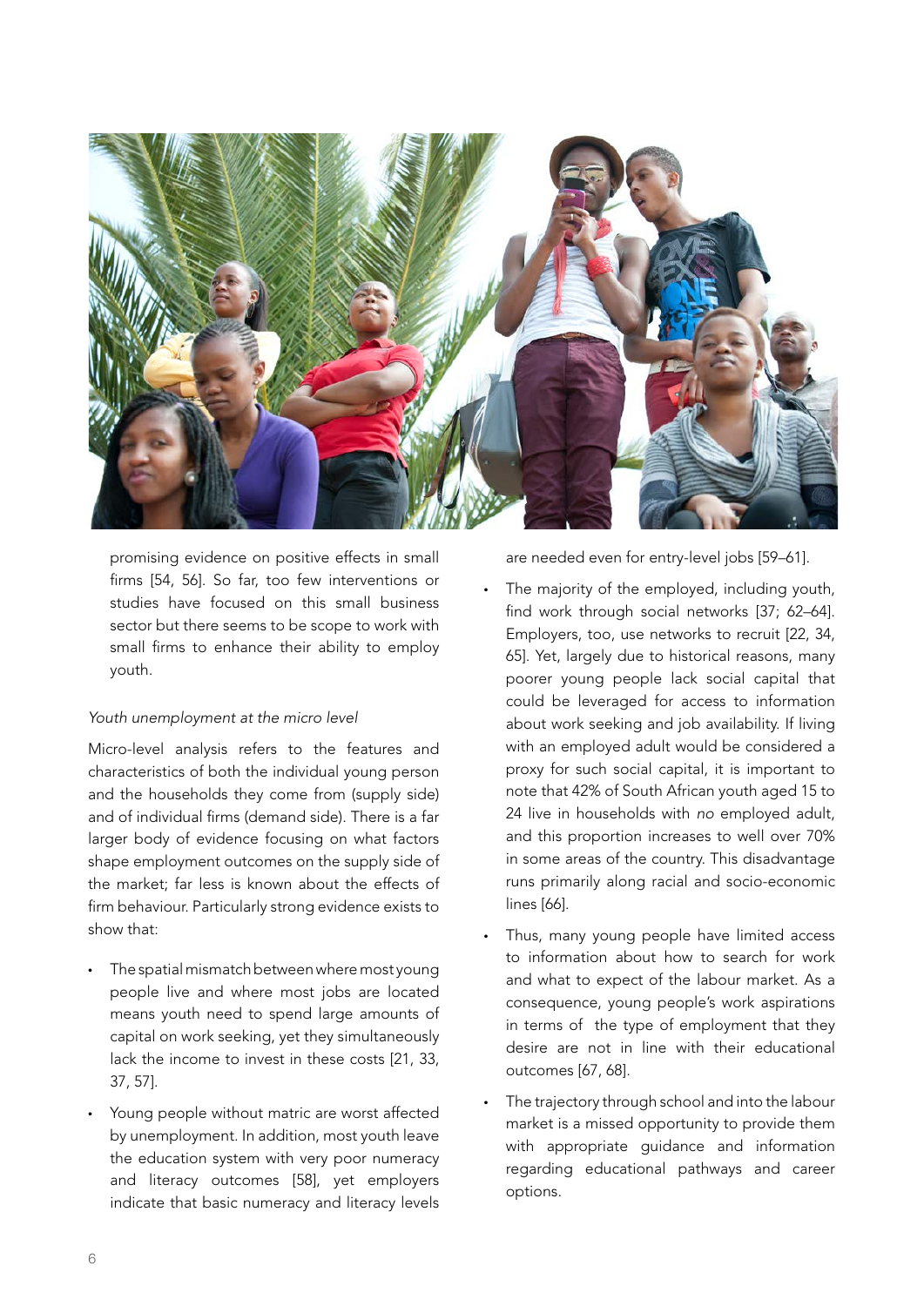promising evidence on positive effects in small firms [54, 56]. So far, too few interventions or studies have focused on this small business sector but there seems to be scope to work with small firms to enhance their ability to employ youth.

*Youth unemployment at the micro level*

Micro-level analysis refers to the features and characteristics of both the individual young person and the households they come from (supply side) and of individual firms (demand side). There is a far larger body of evidence focusing on what factors shape employment outcomes on the supply side of the market; far less is known about the effects of firm behaviour. Particularly strong evidence exists to show that:

- The spatial mismatch between where most young people live and where most jobs are located means youth need to spend large amounts of capital on work seeking, yet they simultaneously lack the income to invest in these costs [21, 33, 37, 57].
- Young people without matric are worst affected by unemployment. In addition, most youth leave the education system with very poor numeracy and literacy outcomes [58], yet employers indicate that basic numeracy and literacy levels are needed even for entry-level jobs [59–61].
- The majority of the employed, including youth, find work through social networks [37; 62–64]. Employers, too, use networks to recruit [22, 34, 65]. Yet, largely due to historical reasons, many poorer young people lack social capital that could be leveraged for access to information about work seeking and job availability. If living with an employed adult would be considered a proxy for such social capital, it is important to note that 42% of South African youth aged 15 to 24 live in households with *no* employed adult, and this proportion increases to well over 70% in some areas of the country. This disadvantage runs primarily along racial and socio-economic lines [66].
- Thus, many young people have limited access to information about how to search for work and what to expect of the labour market. As a consequence, young people's work aspirations in terms of the type of employment that they desire are not in line with their educational outcomes [67, 68].
- The trajectory through school and into the labour market is a missed opportunity to provide them with appropriate guidance and information regarding educational pathways and career options.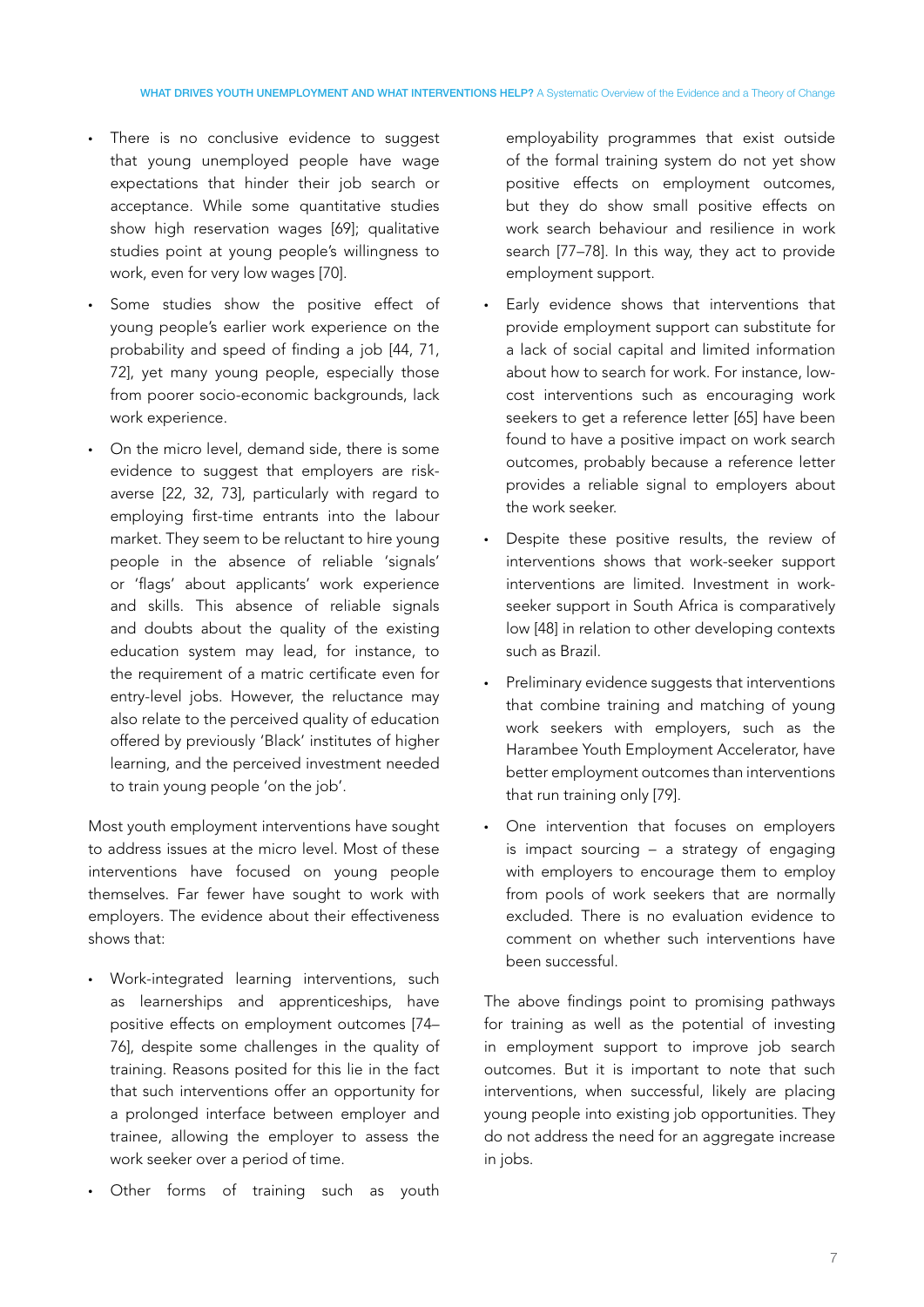- There is no conclusive evidence to suggest that young unemployed people have wage expectations that hinder their job search or acceptance. While some quantitative studies show high reservation wages [69]; qualitative studies point at young people's willingness to work, even for very low wages [70].
- Some studies show the positive effect of young people's earlier work experience on the probability and speed of finding a job [44, 71, 72], yet many young people, especially those from poorer socio-economic backgrounds, lack work experience.
- On the micro level, demand side, there is some evidence to suggest that employers are risk-averse [22, 32, 73], particularly with regard to employing first-time entrants into the labour market. They seem to be reluctant to hire young people in the absence of reliable 'signals' or 'flags' about applicants' work experience and skills. This absence of reliable signals and doubts about the quality of the existing education system may lead, for instance, to the requirement of a matric certificate even for entry-level jobs. However, the reluctance may also relate to the perceived quality of education offered by previously 'Black' institutes of higher learning, and the perceived investment needed to train young people 'on the job'.

Most youth employment interventions have sought to address issues at the micro level. Most of these interventions have focused on young people themselves. Far fewer have sought to work with employers. The evidence about their effectiveness shows that:

- Work-integrated learning interventions, such as learnerships and apprenticeships, have positive effects on employment outcomes [74–76], despite some challenges in the quality of training. Reasons posited for this lie in the fact that such interventions offer an opportunity for a prolonged interface between employer and trainee, allowing the employer to assess the work seeker over a period of time.
- Other forms of training such as youth employability programmes that exist outside of the formal training system do not yet show positive effects on employment outcomes, but they do show small positive effects on work search behaviour and resilience in work search [77–78]. In this way, they act to provide employment support.
- Early evidence shows that interventions that provide employment support can substitute for a lack of social capital and limited information about how to search for work. For instance, low-cost interventions such as encouraging work seekers to get a reference letter [65] have been found to have a positive impact on work search outcomes, probably because a reference letter provides a reliable signal to employers about the work seeker.
- Despite these positive results, the review of interventions shows that work-seeker support interventions are limited. Investment in work-seeker support in South Africa is comparatively low [48] in relation to other developing contexts such as Brazil.
- Preliminary evidence suggests that interventions that combine training and matching of young work seekers with employers, such as the Harambee Youth Employment Accelerator, have better employment outcomes than interventions that run training only [79].
- One intervention that focuses on employers is impact sourcing – a strategy of engaging with employers to encourage them to employ from pools of work seekers that are normally excluded. There is no evaluation evidence to comment on whether such interventions have been successful.

The above findings point to promising pathways for training as well as the potential of investing in employment support to improve job search outcomes. But it is important to note that such interventions, when successful, likely are placing young people into existing job opportunities. They do not address the need for an aggregate increase in jobs.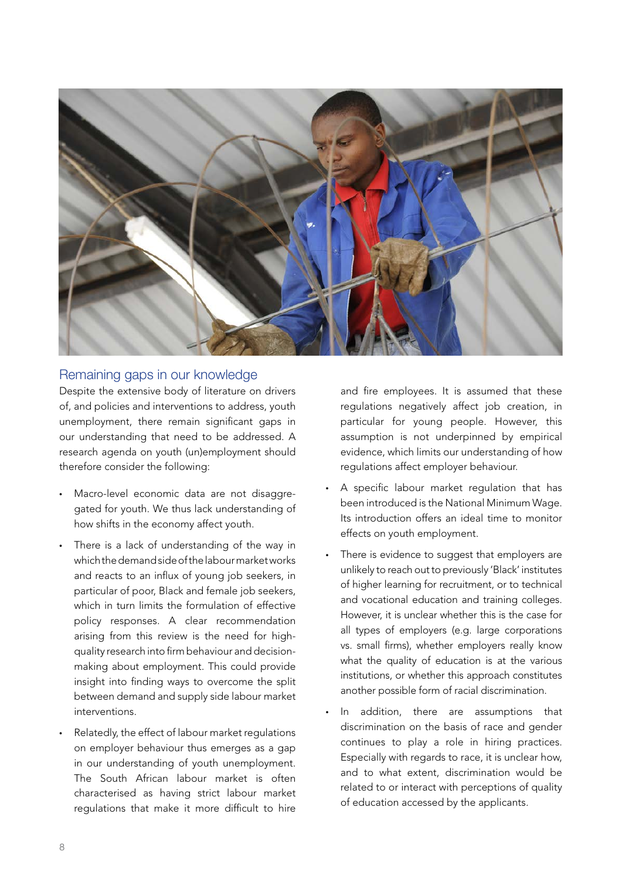## Remaining gaps in our knowledge

Despite the extensive body of literature on drivers of, and policies and interventions to address, youth unemployment, there remain significant gaps in our understanding that need to be addressed. A research agenda on youth (un)employment should therefore consider the following:

- Macro-level economic data are not disaggregated for youth. We thus lack understanding of how shifts in the economy affect youth.
- There is a lack of understanding of the way in which the demand side of the labour market works and reacts to an influx of young job seekers, in particular of poor, Black and female job seekers, which in turn limits the formulation of effective policy responses. A clear recommendation arising from this review is the need for high-quality research into firm behaviour and decision-making about employment. This could provide insight into finding ways to overcome the split between demand and supply side labour market interventions.
- Relatedly, the effect of labour market regulations on employer behaviour thus emerges as a gap in our understanding of youth unemployment. The South African labour market is often characterised as having strict labour market regulations that make it more difficult to hire and fire employees. It is assumed that these regulations negatively affect job creation, in particular for young people. However, this assumption is not underpinned by empirical evidence, which limits our understanding of how regulations affect employer behaviour.
- A specific labour market regulation that has been introduced is the National Minimum Wage. Its introduction offers an ideal time to monitor effects on youth employment.
- There is evidence to suggest that employers are unlikely to reach out to previously 'Black' institutes of higher learning for recruitment, or to technical and vocational education and training colleges. However, it is unclear whether this is the case for all types of employers (e.g. large corporations vs. small firms), whether employers really know what the quality of education is at the various institutions, or whether this approach constitutes another possible form of racial discrimination.
- In addition, there are assumptions that discrimination on the basis of race and gender continues to play a role in hiring practices. Especially with regards to race, it is unclear how, and to what extent, discrimination would be related to or interact with perceptions of quality of education accessed by the applicants.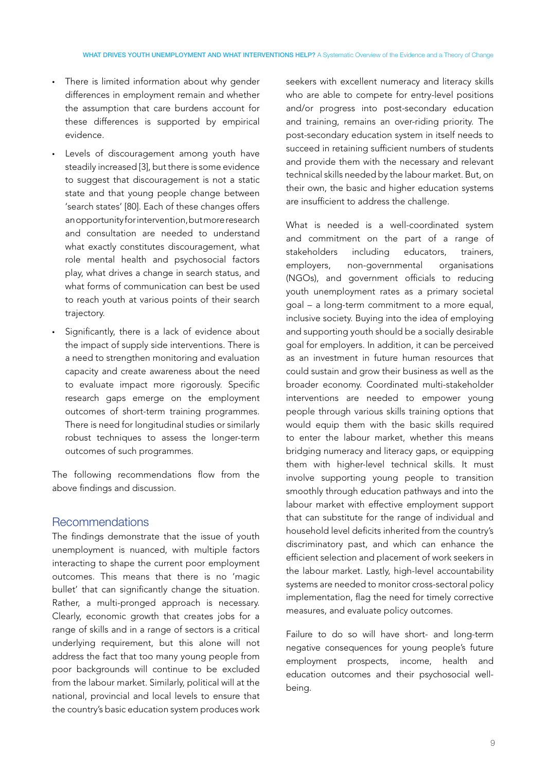- There is limited information about why gender differences in employment remain and whether the assumption that care burdens account for these differences is supported by empirical evidence.
- Levels of discouragement among youth have steadily increased [3], but there is some evidence to suggest that discouragement is not a static state and that young people change between 'search states' [80]. Each of these changes offers an opportunity for intervention, but more research and consultation are needed to understand what exactly constitutes discouragement, what role mental health and psychosocial factors play, what drives a change in search status, and what forms of communication can best be used to reach youth at various points of their search trajectory.
- Significantly, there is a lack of evidence about the impact of supply side interventions. There is a need to strengthen monitoring and evaluation capacity and create awareness about the need to evaluate impact more rigorously. Specific research gaps emerge on the employment outcomes of short-term training programmes. There is need for longitudinal studies or similarly robust techniques to assess the longer-term outcomes of such programmes.

The following recommendations flow from the above findings and discussion.

## Recommendations

The findings demonstrate that the issue of youth unemployment is nuanced, with multiple factors interacting to shape the current poor employment outcomes. This means that there is no 'magic bullet' that can significantly change the situation. Rather, a multi-pronged approach is necessary. Clearly, economic growth that creates jobs for a range of skills and in a range of sectors is a critical underlying requirement, but this alone will not address the fact that too many young people from poor backgrounds will continue to be excluded from the labour market. Similarly, political will at the national, provincial and local levels to ensure that the country's basic education system produces work seekers with excellent numeracy and literacy skills who are able to compete for entry-level positions and/or progress into post-secondary education and training, remains an over-riding priority. The post-secondary education system in itself needs to succeed in retaining sufficient numbers of students and provide them with the necessary and relevant technical skills needed by the labour market. But, on their own, the basic and higher education systems are insufficient to address the challenge.

What is needed is a well-coordinated system and commitment on the part of a range of stakeholders including educators, trainers, employers, non-governmental organisations (NGOs), and government officials to reducing youth unemployment rates as a primary societal goal – a long-term commitment to a more equal, inclusive society. Buying into the idea of employing and supporting youth should be a socially desirable goal for employers. In addition, it can be perceived as an investment in future human resources that could sustain and grow their business as well as the broader economy. Coordinated multi-stakeholder interventions are needed to empower young people through various skills training options that would equip them with the basic skills required to enter the labour market, whether this means bridging numeracy and literacy gaps, or equipping them with higher-level technical skills. It must involve supporting young people to transition smoothly through education pathways and into the labour market with effective employment support that can substitute for the range of individual and household level deficits inherited from the country's discriminatory past, and which can enhance the efficient selection and placement of work seekers in the labour market. Lastly, high-level accountability systems are needed to monitor cross-sectoral policy implementation, flag the need for timely corrective measures, and evaluate policy outcomes.

Failure to do so will have short- and long-term negative consequences for young people's future employment prospects, income, health and education outcomes and their psychosocial well-being.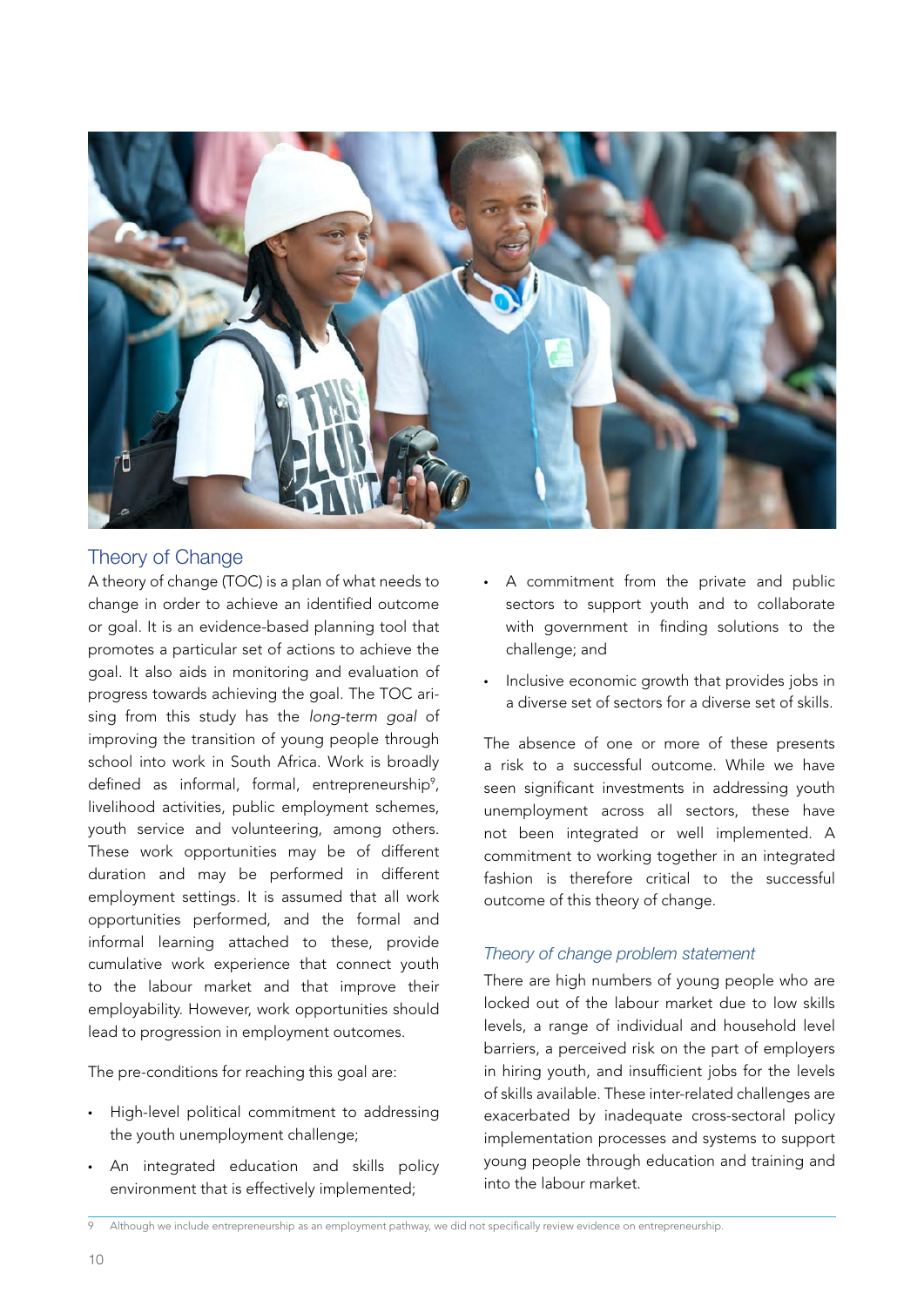## Theory of Change

A theory of change (TOC) is a plan of what needs to change in order to achieve an identified outcome or goal. It is an evidence-based planning tool that promotes a particular set of actions to achieve the goal. It also aids in monitoring and evaluation of progress towards achieving the goal. The TOC arising from this study has the *long-term goal* of improving the transition of young people through school into work in South Africa. Work is broadly defined as informal, formal, entrepreneurship[9], livelihood activities, public employment schemes, youth service and volunteering, among others. These work opportunities may be of different duration and may be performed in different employment settings. It is assumed that all work opportunities performed, and the formal and informal learning attached to these, provide cumulative work experience that connect youth to the labour market and that improve their employability. However, work opportunities should lead to progression in employment outcomes.

The pre-conditions for reaching this goal are:

- High-level political commitment to addressing the youth unemployment challenge;
- An integrated education and skills policy environment that is effectively implemented;
- A commitment from the private and public sectors to support youth and to collaborate with government in finding solutions to the challenge; and
- Inclusive economic growth that provides jobs in a diverse set of sectors for a diverse set of skills.

The absence of one or more of these presents a risk to a successful outcome. While we have seen significant investments in addressing youth unemployment across all sectors, these have not been integrated or well implemented. A commitment to working together in an integrated fashion is therefore critical to the successful outcome of this theory of change.

### *Theory of change problem statement*

There are high numbers of young people who are locked out of the labour market due to low skills levels, a range of individual and household level barriers, a perceived risk on the part of employers in hiring youth, and insufficient jobs for the levels of skills available. These inter-related challenges are exacerbated by inadequate cross-sectoral policy implementation processes and systems to support young people through education and training and into the labour market.

[9] Although we include entrepreneurship as an employment pathway, we did not specifically review evidence on entrepreneurship.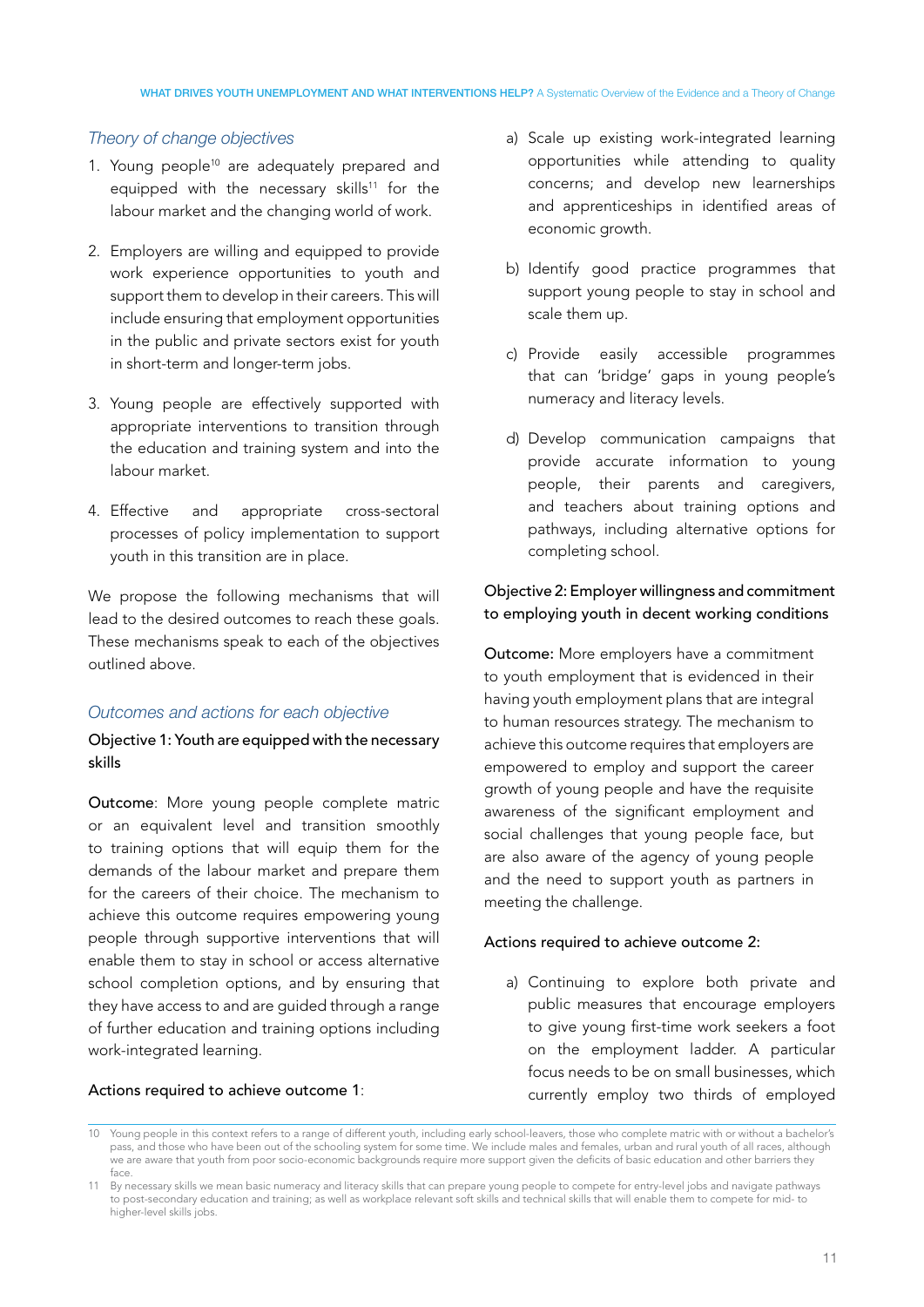### *Theory of change objectives*

1. Young people[10] are adequately prepared and equipped with the necessary skills[11] for the labour market and the changing world of work.

2. Employers are willing and equipped to provide work experience opportunities to youth and support them to develop in their careers. This will include ensuring that employment opportunities in the public and private sectors exist for youth in short-term and longer-term jobs.

3. Young people are effectively supported with appropriate interventions to transition through the education and training system and into the labour market.

4. Effective and appropriate cross-sectoral processes of policy implementation to support youth in this transition are in place.

We propose the following mechanisms that will lead to the desired outcomes to reach these goals. These mechanisms speak to each of the objectives outlined above.

### *Outcomes and actions for each objective*

#### Objective 1: Youth are equipped with the necessary skills

Outcome: More young people complete matric or an equivalent level and transition smoothly to training options that will equip them for the demands of the labour market and prepare them for the careers of their choice. The mechanism to achieve this outcome requires empowering young people through supportive interventions that will enable them to stay in school or access alternative school completion options, and by ensuring that they have access to and are guided through a range of further education and training options including work-integrated learning.

Actions required to achieve outcome 1:

a) Scale up existing work-integrated learning opportunities while attending to quality concerns; and develop new learnerships and apprenticeships in identified areas of economic growth.

b) Identify good practice programmes that support young people to stay in school and scale them up.

c) Provide easily accessible programmes that can 'bridge' gaps in young people's numeracy and literacy levels.

d) Develop communication campaigns that provide accurate information to young people, their parents and caregivers, and teachers about training options and pathways, including alternative options for completing school.

#### Objective 2: Employer willingness and commitment to employing youth in decent working conditions

Outcome: More employers have a commitment to youth employment that is evidenced in their having youth employment plans that are integral to human resources strategy. The mechanism to achieve this outcome requires that employers are empowered to employ and support the career growth of young people and have the requisite awareness of the significant employment and social challenges that young people face, but are also aware of the agency of young people and the need to support youth as partners in meeting the challenge.

Actions required to achieve outcome 2:

a) Continuing to explore both private and public measures that encourage employers to give young first-time work seekers a foot on the employment ladder. A particular focus needs to be on small businesses, which currently employ two thirds of employed

---

10 Young people in this context refers to a range of different youth, including early school-leavers, those who complete matric with or without a bachelor's pass, and those who have been out of the schooling system for some time. We include males and females, urban and rural youth of all races, although we are aware that youth from poor socio-economic backgrounds require more support given the deficits of basic education and other barriers they face.

11 By necessary skills we mean basic numeracy and literacy skills that can prepare young people to compete for entry-level jobs and navigate pathways to post-secondary education and training; as well as workplace relevant soft skills and technical skills that will enable them to compete for mid- to higher-level skills jobs.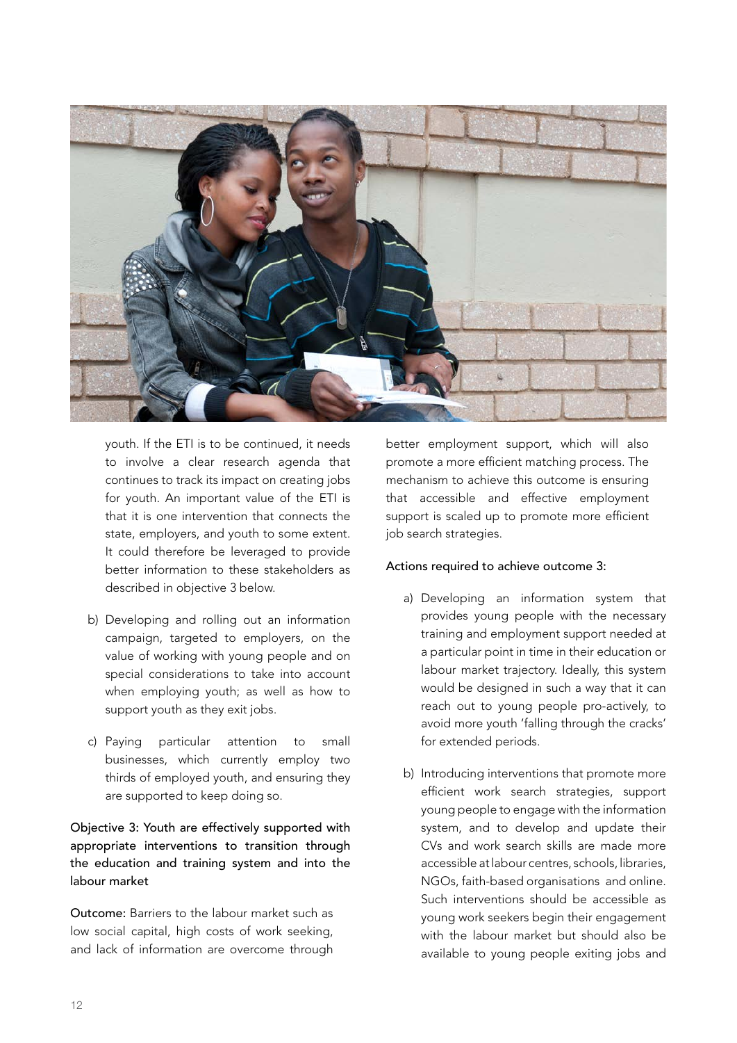youth. If the ETI is to be continued, it needs to involve a clear research agenda that continues to track its impact on creating jobs for youth. An important value of the ETI is that it is one intervention that connects the state, employers, and youth to some extent. It could therefore be leveraged to provide better information to these stakeholders as described in objective 3 below.

b) Developing and rolling out an information campaign, targeted to employers, on the value of working with young people and on special considerations to take into account when employing youth; as well as how to support youth as they exit jobs.

c) Paying particular attention to small businesses, which currently employ two thirds of employed youth, and ensuring they are supported to keep doing so.

Objective 3: Youth are effectively supported with appropriate interventions to transition through the education and training system and into the labour market

**Outcome:** Barriers to the labour market such as low social capital, high costs of work seeking, and lack of information are overcome through better employment support, which will also promote a more efficient matching process. The mechanism to achieve this outcome is ensuring that accessible and effective employment support is scaled up to promote more efficient job search strategies.

Actions required to achieve outcome 3:

a) Developing an information system that provides young people with the necessary training and employment support needed at a particular point in time in their education or labour market trajectory. Ideally, this system would be designed in such a way that it can reach out to young people pro-actively, to avoid more youth 'falling through the cracks' for extended periods.

b) Introducing interventions that promote more efficient work search strategies, support young people to engage with the information system, and to develop and update their CVs and work search skills are made more accessible at labour centres, schools, libraries, NGOs, faith-based organisations and online. Such interventions should be accessible as young work seekers begin their engagement with the labour market but should also be available to young people exiting jobs and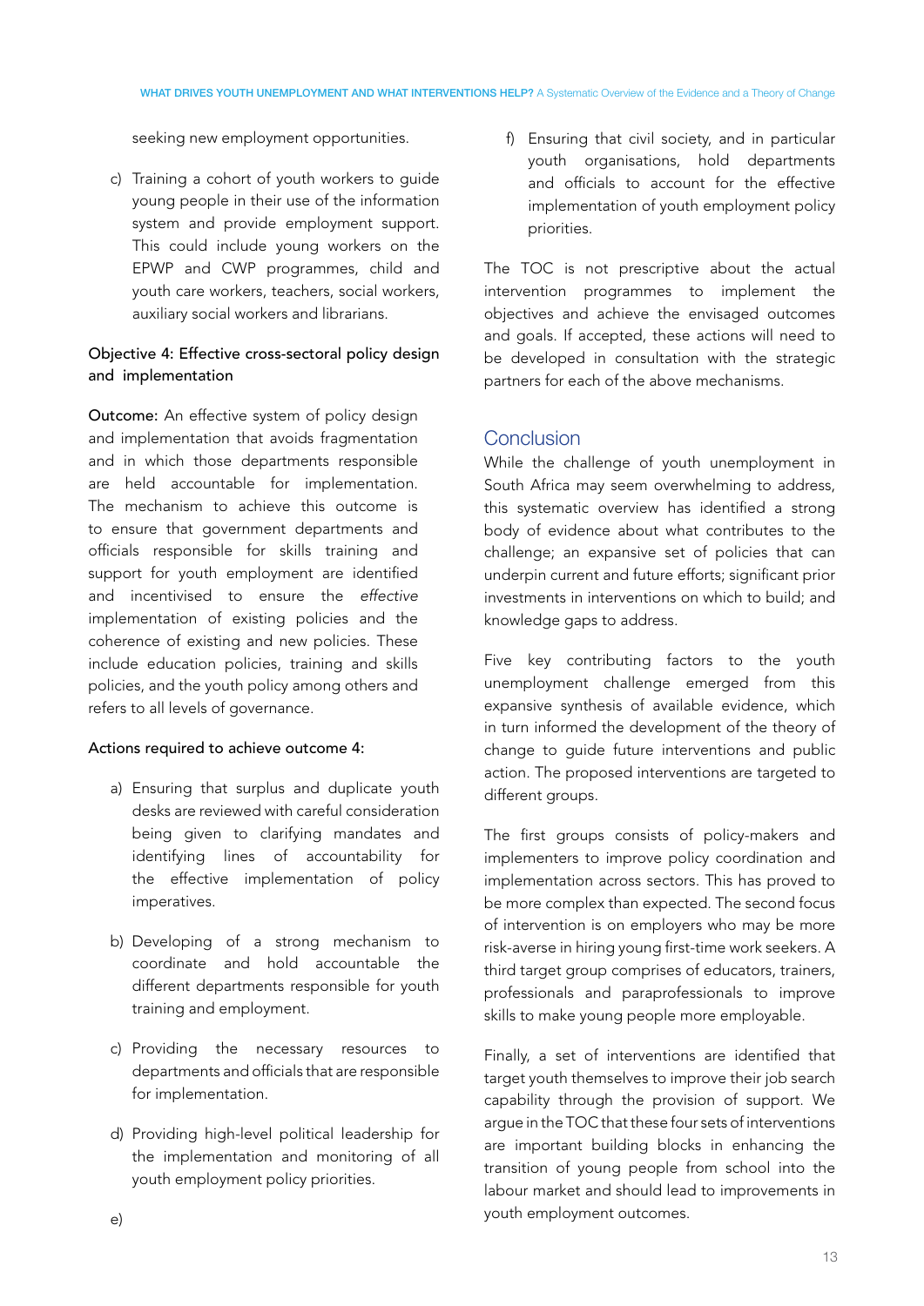seeking new employment opportunities.

c) Training a cohort of youth workers to guide young people in their use of the information system and provide employment support. This could include young workers on the EPWP and CWP programmes, child and youth care workers, teachers, social workers, auxiliary social workers and librarians.

**Objective 4: Effective cross-sectoral policy design and implementation**

**Outcome:** An effective system of policy design and implementation that avoids fragmentation and in which those departments responsible are held accountable for implementation. The mechanism to achieve this outcome is to ensure that government departments and officials responsible for skills training and support for youth employment are identified and incentivised to ensure the *effective* implementation of existing policies and the coherence of existing and new policies. These include education policies, training and skills policies, and the youth policy among others and refers to all levels of governance.

**Actions required to achieve outcome 4:**

a) Ensuring that surplus and duplicate youth desks are reviewed with careful consideration being given to clarifying mandates and identifying lines of accountability for the effective implementation of policy imperatives.

b) Developing of a strong mechanism to coordinate and hold accountable the different departments responsible for youth training and employment.

c) Providing the necessary resources to departments and officials that are responsible for implementation.

d) Providing high-level political leadership for the implementation and monitoring of all youth employment policy priorities.

e)

f) Ensuring that civil society, and in particular youth organisations, hold departments and officials to account for the effective implementation of youth employment policy priorities.

The TOC is not prescriptive about the actual intervention programmes to implement the objectives and achieve the envisaged outcomes and goals. If accepted, these actions will need to be developed in consultation with the strategic partners for each of the above mechanisms.

## Conclusion

While the challenge of youth unemployment in South Africa may seem overwhelming to address, this systematic overview has identified a strong body of evidence about what contributes to the challenge; an expansive set of policies that can underpin current and future efforts; significant prior investments in interventions on which to build; and knowledge gaps to address.

Five key contributing factors to the youth unemployment challenge emerged from this expansive synthesis of available evidence, which in turn informed the development of the theory of change to guide future interventions and public action. The proposed interventions are targeted to different groups.

The first groups consists of policy-makers and implementers to improve policy coordination and implementation across sectors. This has proved to be more complex than expected. The second focus of intervention is on employers who may be more risk-averse in hiring young first-time work seekers. A third target group comprises of educators, trainers, professionals and paraprofessionals to improve skills to make young people more employable.

Finally, a set of interventions are identified that target youth themselves to improve their job search capability through the provision of support. We argue in the TOC that these four sets of interventions are important building blocks in enhancing the transition of young people from school into the labour market and should lead to improvements in youth employment outcomes.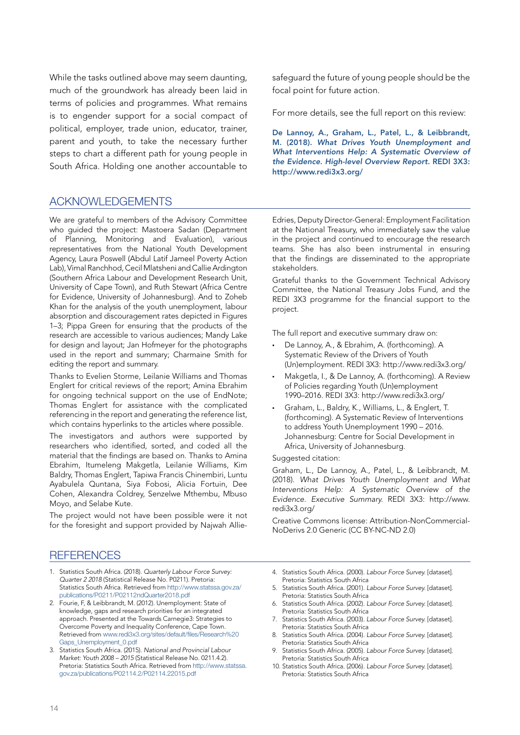While the tasks outlined above may seem daunting, much of the groundwork has already been laid in terms of policies and programmes. What remains is to engender support for a social compact of political, employer, trade union, educator, trainer, parent and youth, to take the necessary further steps to chart a different path for young people in South Africa. Holding one another accountable to safeguard the future of young people should be the focal point for future action.

For more details, see the full report on this review:

**De Lannoy, A., Graham, L., Patel, L., & Leibbrandt, M. (2018). *What Drives Youth Unemployment and What Interventions Help: A Systematic Overview of the Evidence. High-level Overview Report*. REDI 3X3: http://www.redi3x3.org/**

## ACKNOWLEDGEMENTS

We are grateful to members of the Advisory Committee who guided the project: Mastoera Sadan (Department of Planning, Monitoring and Evaluation), various representatives from the National Youth Development Agency, Laura Poswell (Abdul Latif Jameel Poverty Action Lab), Vimal Ranchhod, Cecil Mlatsheni and Callie Ardington (Southern Africa Labour and Development Research Unit, University of Cape Town), and Ruth Stewart (Africa Centre for Evidence, University of Johannesburg). And to Zoheb Khan for the analysis of the youth unemployment, labour absorption and discouragement rates depicted in Figures 1–3; Pippa Green for ensuring that the products of the research are accessible to various audiences; Mandy Lake for design and layout; Jan Hofmeyer for the photographs used in the report and summary; Charmaine Smith for editing the report and summary.

Thanks to Evelien Storme, Leilanie Williams and Thomas Englert for critical reviews of the report; Amina Ebrahim for ongoing technical support on the use of EndNote; Thomas Englert for assistance with the complicated referencing in the report and generating the reference list, which contains hyperlinks to the articles where possible.

The investigators and authors were supported by researchers who identified, sorted, and coded all the material that the findings are based on. Thanks to Amina Ebrahim, Itumeleng Makgetla, Leilanie Williams, Kim Baldry, Thomas Englert, Tapiwa Francis Chinembiri, Luntu Ayabulela Quntana, Siya Fobosi, Alicia Fortuin, Dee Cohen, Alexandra Coldrey, Senzelwe Mthembu, Mbuso Moyo, and Selabe Kute.

The project would not have been possible were it not for the foresight and support provided by Najwah Allie-Edries, Deputy Director-General: Employment Facilitation at the National Treasury, who immediately saw the value in the project and continued to encourage the research teams. She has also been instrumental in ensuring that the findings are disseminated to the appropriate stakeholders.

Grateful thanks to the Government Technical Advisory Committee, the National Treasury Jobs Fund, and the REDI 3X3 programme for the financial support to the project.

The full report and executive summary draw on:

- De Lannoy, A., & Ebrahim, A. (forthcoming). A Systematic Review of the Drivers of Youth (Un)employment. REDI 3X3: http://www.redi3x3.org/
- Makgetla, I., & De Lannoy, A. (forthcoming). A Review of Policies regarding Youth (Un)employment 1990–2016. REDI 3X3: http://www.redi3x3.org/
- Graham, L., Baldry, K., Williams, L., & Englert, T. (forthcoming). A Systematic Review of Interventions to address Youth Unemployment 1990 – 2016. Johannesburg: Centre for Social Development in Africa, University of Johannesburg.

Suggested citation:

Graham, L., De Lannoy, A., Patel, L., & Leibbrandt, M. (2018). *What Drives Youth Unemployment and What Interventions Help: A Systematic Overview of the Evidence. Executive Summary.* REDI 3X3: http://www.redi3x3.org/

Creative Commons license: Attribution-NonCommercial-NoDerivs 2.0 Generic (CC BY-NC-ND 2.0)

## REFERENCES

1. Statistics South Africa. (2018). *Quarterly Labour Force Survey: Quarter 2 2018* (Statistical Release No. P0211). Pretoria: Statistics South Africa. Retrieved from http://www.statssa.gov.za/publications/P0211/P02112ndQuarter2018.pdf
2. Fourie, F, & Leibbrandt, M. (2012). Unemployment: State of knowledge, gaps and research priorities for an integrated approach. Presented at the Towards Carnegie3: Strategies to Overcome Poverty and Inequality Conference, Cape Town. Retrieved from www.redi3x3.org/sites/default/files/Research%20Gaps_Unemployment_0.pdf
3. Statistics South Africa. (2015). *National and Provincial Labour Market: Youth 2008 – 2015* (Statistical Release No. 0211.4.2). Pretoria: Statistics South Africa. Retrieved from http://www.statssa.gov.za/publications/P02114.2/P02114.22015.pdf
4. Statistics South Africa. (2000). *Labour Force Survey*. [dataset]. Pretoria: Statistics South Africa
5. Statistics South Africa. (2001). *Labour Force Survey*. [dataset]. Pretoria: Statistics South Africa
6. Statistics South Africa. (2002). *Labour Force Survey*. [dataset]. Pretoria: Statistics South Africa
7. Statistics South Africa. (2003). *Labour Force Survey*. [dataset]. Pretoria: Statistics South Africa
8. Statistics South Africa. (2004). *Labour Force Survey*. [dataset]. Pretoria: Statistics South Africa
9. Statistics South Africa. (2005). *Labour Force Survey*. [dataset]. Pretoria: Statistics South Africa
10. Statistics South Africa. (2006). *Labour Force Survey*. [dataset]. Pretoria: Statistics South Africa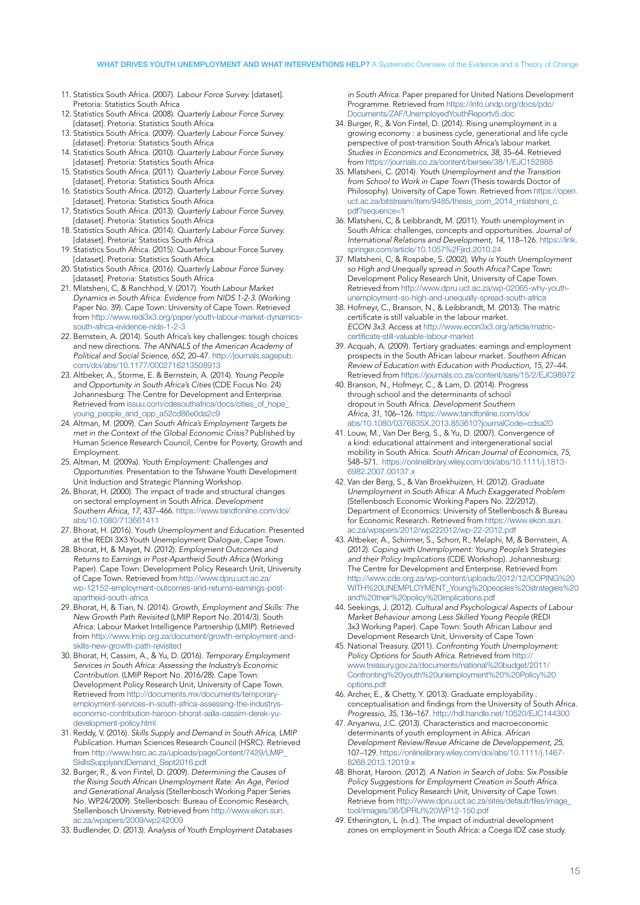11. Statistics South Africa. (2007). *Labour Force Survey.* [dataset]. Pretoria: Statistics South Africa
12. Statistics South Africa. (2008). *Quarterly Labour Force Survey.* [dataset]. Pretoria: Statistics South Africa
13. Statistics South Africa. (2009). *Quarterly Labour Force Survey.* [dataset]. Pretoria: Statistics South Africa
14. Statistics South Africa. (2010). *Quarterly Labour Force Survey.* [dataset]. Pretoria: Statistics South Africa
15. Statistics South Africa. (2011). *Quarterly Labour Force Survey.* [dataset]. Pretoria: Statistics South Africa
16. Statistics South Africa. (2012). *Quarterly Labour Force Survey.* [dataset]. Pretoria: Statistics South Africa
17. Statistics South Africa. (2013). *Quarterly Labour Force Survey.* [dataset]. Pretoria: Statistics South Africa
18. Statistics South Africa. (2014). *Quarterly Labour Force Survey.* [dataset]. Pretoria: Statistics South Africa
19. Statistics South Africa. (2015). Quarterly Labour Force Survey. [dataset]. Pretoria: Statistics South Africa
20. Statistics South Africa. (2016). *Quarterly Labour Force Survey.* [dataset]. Pretoria: Statistics South Africa
21. Mlatsheni, C, & Ranchhod, V. (2017). *Youth Labour Market Dynamics in South Africa: Evidence from NIDS 1-2-3.* (Working Paper No. 39). Cape Town: University of Cape Town. Retrieved from http://www.redi3x3.org/paper/youth-labour-market-dynamics-south-africa-evidence-nids-1-2-3
22. Bernstein, A. (2014). South Africa's key challenges: tough choices and new directions. *The ANNALS of the American Academy of Political and Social Science, 652,* 20–47. http://journals.sagepub.com/doi/abs/10.1177/0002716213508913
23. Altbeker, A., Storme, E. & Bernstein, A. (2014). *Young People and Opportunity in South Africa's Cities* (CDE Focus No. 24) Johannesburg: The Centre for Development and Enterprise. Retrieved from issuu.com/cdesouthafrica/docs/cities_of_hope_young_people_and_opp_a52cd86e0da2c9
24. Altman, M. (2009). *Can South Africa's Employment Targets be met in the Context of the Global Economic Crisis?* Published by Human Science Research Council, Centre for Poverty, Growth and Employment.
25. Altman, M. (2009a). *Youth Employment: Challenges and Opportunities.* Presentation to the Tshwane Youth Development Unit Induction and Strategic Planning Workshop.
26. Bhorat, H. (2000). The impact of trade and structural changes on sectoral employment in South Africa. *Development Southern Africa, 17,* 437–466. https://www.tandfonline.com/doi/abs/10.1080/713661411
27. Bhorat, H. (2016). *Youth Unemployment and Education.* Presented at the REDI 3X3 Youth Unemployment Dialogue, Cape Town.
28. Bhorat, H, & Mayet, N. (2012). *Employment Outcomes and Returns to Earnings in Post-Apartheid South Africa* (Working Paper). Cape Town: Development Policy Research Unit, University of Cape Town. Retrieved from http://www.dpru.uct.ac.za/wp-12152-employment-outcomes-and-returns-earnings-post-apartheid-south-africa
29. Bhorat, H, & Tian, N. (2014). *Growth, Employment and Skills: The New Growth Path Revisited* (LMIP Report No. 2014/3). South Africa: Labour Market Intelligence Partnership (LMIP). Retrieved from http://www.lmip.org.za/document/growth-employment-and-skills-new-growth-path-revisited
30. Bhorat, H, Cassim, A., & Yu, D. (2016). *Temporary Employment Services in South Africa: Assessing the Industry's Economic Contribution.* (LMIP Report No. 2016/28). Cape Town: Development Policy Research Unit, University of Cape Town. Retrieved from http://documents.mx/documents/temporary-employment-services-in-south-africa-assessing-the-industrys-economic-contribution-haroon-bhorat-aalia-cassim-derek-yu-development-policy.html
31. Reddy, V. (2016). *Skills Supply and Demand in South Africa, LMIP Publication.* Human Sciences Research Council (HSRC). Retrieved from http://www.hsrc.ac.za/uploads/pageContent/7429/LMIP_SkillsSupplyandDemand_Sept2016.pdf
32. Burger, R., & von Fintel, D. (2009). *Determining the Causes of the Rising South African Unemployment Rate: An Age, Period and Generational Analysis* (Stellenbosch Working Paper Series No. WP24/2009). Stellenbosch: Bureau of Economic Research, Stellenbosch University. Retrieved from http://www.ekon.sun.ac.za/wpapers/2009/wp242009
33. Budlender, D. (2013). *Analysis of Youth Employment Databases in South Africa.* Paper prepared for United Nations Development Programme. Retrieved from https://info.undp.org/docs/pdc/Documents/ZAF/UnemployedYouthReportv5.doc
34. Burger, R., & Von Fintel, D. (2014). Rising unemployment in a growing economy : a business cycle, generational and life cycle perspective of post-transition South Africa's labour market. *Studies in Economics and Econometrics, 38,* 35–64. Retrieved from https://journals.co.za/content/bersee/38/1/EJC152888
35. Mlatsheni, C. (2014). *Youth Unemployment and the Transition from School to Work in Cape Town* (Thesis towards Doctor of Philosophy). University of Cape Town. Retrieved from https://open.uct.ac.za/bitstream/item/9485/thesis_com_2014_mlatsheni_c.pdf?sequence=1
36. Mlatsheni, C, & Leibbrandt, M. (2011). Youth unemployment in South Africa: challenges, concepts and opportunities. *Journal of International Relations and Development, 14,* 118–126. https://link.springer.com/article/10.1057%2Fjird.2010.24
37. Mlatsheni, C, & Rospabe, S. (2002). *Why is Youth Unemployment so High and Unequally spread in South Africa?* Cape Town: Development Policy Research Unit, University of Cape Town. Retrieved from http://www.dpru.uct.ac.za/wp-02065-why-youth-unemployment-so-high-and-unequally-spread-south-africa
38. Hofmeyr, C., Branson, N., & Leibbrandt, M. (2013). The matric certificate is still valuable in the labour market. *ECON 3x3.* Access at http://www.econ3x3.org/article/matric-certificate-still-valuable-labour-market
39. Acquah, A. (2009). Tertiary graduates: earnings and employment prospects in the South African labour market. *Southern African Review of Education with Education with Production, 15,* 27–44. Retrieved from https://journals.co.za/content/sare/15/2/EJC98972
40. Branson, N., Hofmeyr, C., & Lam, D. (2014). Progress through school and the determinants of school dropout in South Africa. *Development Southern Africa, 31,* 106–126. https://www.tandfonline.com/doi/abs/10.1080/0376835X.2013.853610?journalCode=cdsa20
41. Louw, M., Van Der Berg, S., & Yu, D. (2007). Convergence of a kind: educational attainment and intergenerational social mobility in South Africa. *South African Journal of Economics, 75,* 548–571. https://onlinelibrary.wiley.com/doi/abs/10.1111/j.1813-6982.2007.00137.x
42. Van der Berg, S., & Van Broekhuizen, H. (2012). *Graduate Unemployment in South Africa: A Much Exaggerated Problem* (Stellenbosch Economic Working Papers No. 22/2012). Department of Economics: University of Stellenbosch & Bureau for Economic Research. Retrieved from https://www.ekon.sun.ac.za/wpapers/2012/wp222012/wp-22-2012.pdf
43. Altbeker, A., Schirmer, S., Schorr, R., Melaphi, M, & Bernstein, A. (2012). *Coping with Unemployment: Young People's Strategies and their Policy Implications* (CDE Workshop). Johannesburg: The Centre for Development and Enterprise. Retrieved from http://www.cde.org.za/wp-content/uploads/2012/12/COPING%20WITH%20UNEMPLOYMENT_Young%20peoples%20strategies%20and%20their%20policy%20implications.pdf
44. Seekings, J. (2012). *Cultural and Psychological Aspects of Labour Market Behaviour among Less Skilled Young People* (REDI 3x3 Working Paper). Cape Town: South African Labour and Development Research Unit, University of Cape Town
45. National Treasury. (2011). *Confronting Youth Unemployment: Policy Options for South Africa.* Retrieved from http://www.treasury.gov.za/documents/national%20budget/2011/Confronting%20youth%20unemployment%20%20Policy%20options.pdf
46. Archer, E., & Chetty, Y. (2013). Graduate employability : conceptualisation and findings from the University of South Africa. *Progressio, 35,* 136–167. http://hdl.handle.net/10520/EJC144300
47. Anyanwu, J.C. (2013). Characteristics and macroeconomic determinants of youth employment in Africa. *African Development Review/Revue Africaine de Developpement, 25,* 107–129. https://onlinelibrary.wiley.com/doi/abs/10.1111/j.1467-8268.2013.12019.x
48. Bhorat, Haroon. (2012). *A Nation in Search of Jobs: Six Possible Policy Suggestions for Employment Creation in South Africa.* Development Policy Research Unit, University of Cape Town. Retrieve from http://www.dpru.uct.ac.za/sites/default/files/image_tool/images/36/DPRU%20WP12-150.pdf
49. Etherington, L. (n.d.). The impact of industrial development zones on employment in South Africa: a Coega IDZ case study.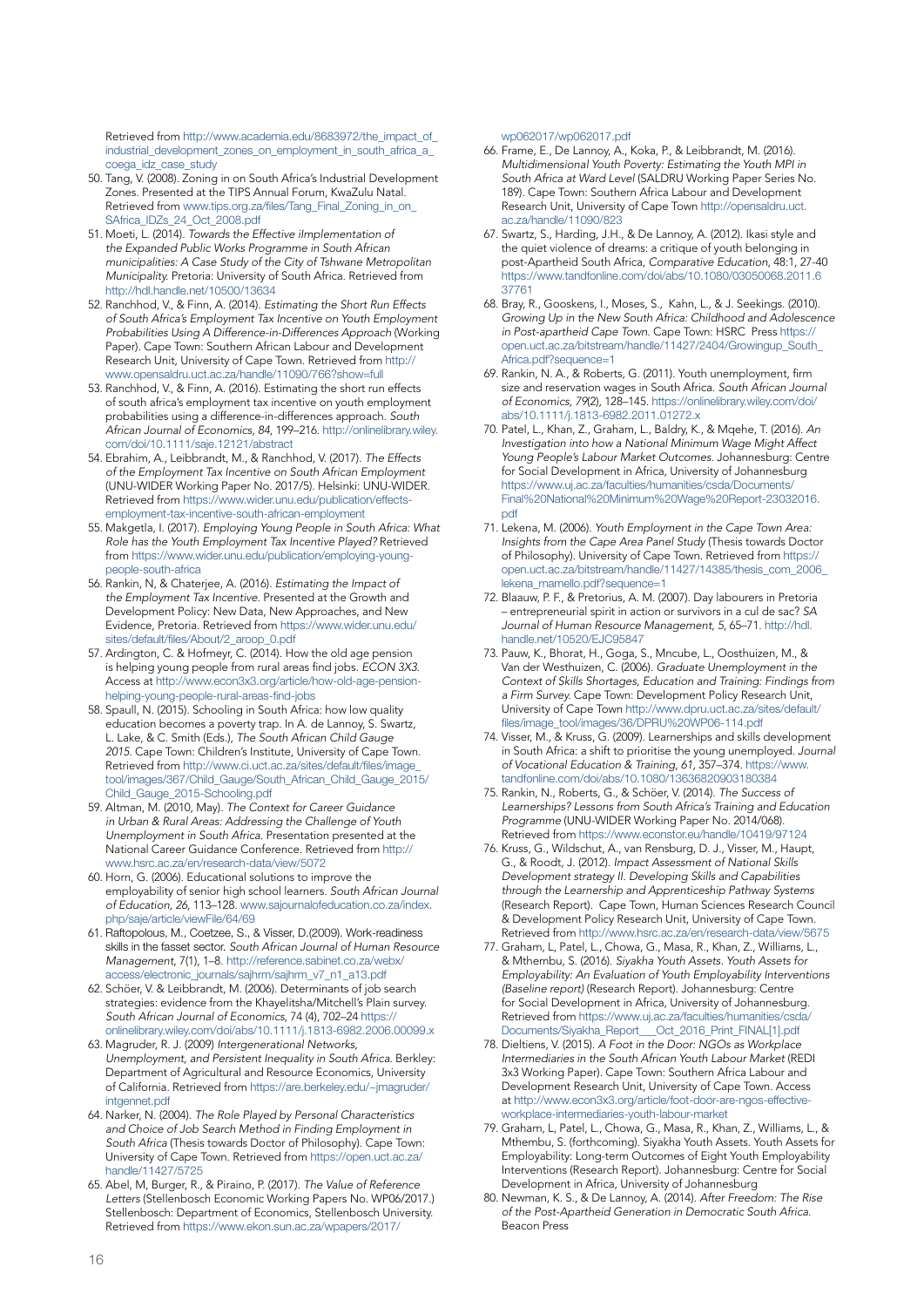Retrieved from http://www.academia.edu/8683972/the_impact_of_industrial_development_zones_on_employment_in_south_africa_a_coega_idz_case_study

50. Tang, V. (2008). Zoning in on South Africa's Industrial Development Zones. Presented at the TIPS Annual Forum, KwaZulu Natal. Retrieved from www.tips.org.za/files/Tang_Final_Zoning_in_on_SAfrica_IDZs_24_Oct_2008.pdf
51. Moeti, L. (2014). *Towards the Effective iImplementation of the Expanded Public Works Programme in South African municipalities: A Case Study of the City of Tshwane Metropolitan Municipality.* Pretoria: University of South Africa. Retrieved from http://hdl.handle.net/10500/13634
52. Ranchhod, V., & Finn, A. (2014). *Estimating the Short Run Effects of South Africa's Employment Tax Incentive on Youth Employment Probabilities Using A Difference-in-Differences Approach* (Working Paper). Cape Town: Southern African Labour and Development Research Unit, University of Cape Town. Retrieved from http://www.opensaldru.uct.ac.za/handle/11090/766?show=full
53. Ranchhod, V., & Finn, A. (2016). Estimating the short run effects of south africa's employment tax incentive on youth employment probabilities using a difference-in-differences approach. *South African Journal of Economics, 84*, 199–216. http://onlinelibrary.wiley.com/doi/10.1111/saje.12121/abstract
54. Ebrahim, A., Leibbrandt, M., & Ranchhod, V. (2017). *The Effects of the Employment Tax Incentive on South African Employment* (UNU-WIDER Working Paper No. 2017/5). Helsinki: UNU-WIDER. Retrieved from https://www.wider.unu.edu/publication/effects-employment-tax-incentive-south-african-employment
55. Makgetla, I. (2017). *Employing Young People in South Africa: What Role has the Youth Employment Tax Incentive Played?* Retrieved from https://www.wider.unu.edu/publication/employing-young-people-south-africa
56. Rankin, N, & Chaterjee, A. (2016). *Estimating the Impact of the Employment Tax Incentive.* Presented at the Growth and Development Policy: New Data, New Approaches, and New Evidence, Pretoria. Retrieved from https://www.wider.unu.edu/sites/default/files/About/2_aroop_0.pdf
57. Ardington, C. & Hofmeyr, C. (2014). How the old age pension is helping young people from rural areas find jobs. *ECON 3X3.* Access at http://www.econ3x3.org/article/how-old-age-pension-helping-young-people-rural-areas-find-jobs
58. Spaull, N. (2015). Schooling in South Africa: how low quality education becomes a poverty trap. In A. de Lannoy, S. Swartz, L. Lake, & C. Smith (Eds.), *The South African Child Gauge 2015.* Cape Town: Children's Institute, University of Cape Town. Retrieved from http://www.ci.uct.ac.za/sites/default/files/image_tool/images/367/Child_Gauge/South_African_Child_Gauge_2015/Child_Gauge_2015-Schooling.pdf
59. Altman, M. (2010, May). *The Context for Career Guidance in Urban & Rural Areas: Addressing the Challenge of Youth Unemployment in South Africa.* Presentation presented at the National Career Guidance Conference. Retrieved from http://www.hsrc.ac.za/en/research-data/view/5072
60. Horn, G. (2006). Educational solutions to improve the employability of senior high school learners. *South African Journal of Education, 26*, 113–128. www.sajournalofeducation.co.za/index.php/saje/article/viewFile/64/69
61. Raftopolous, M., Coetzee, S., & Visser, D.(2009). Work-readiness skills in the fasset sector. *South African Journal of Human Resource Management*, 7(1), 1–8. http://reference.sabinet.co.za/webx/access/electronic_journals/sajhrm/sajhrm_v7_n1_a13.pdf
62. Schöer, V. & Leibbrandt, M. (2006). Determinants of job search strategies: evidence from the Khayelitsha/Mitchell's Plain survey. *South African Journal of Economics*, 74 (4), 702–24 https://onlinelibrary.wiley.com/doi/abs/10.1111/j.1813-6982.2006.00099.x
63. Magruder, R. J. (2009) *Intergenerational Networks, Unemployment, and Persistent Inequality in South Africa.* Berkley: Department of Agricultural and Resource Economics, University of California. Retrieved from https://are.berkeley.edu/~jmagruder/intgennet.pdf
64. Narker, N. (2004). *The Role Played by Personal Characteristics and Choice of Job Search Method in Finding Employment in South Africa* (Thesis towards Doctor of Philosophy). Cape Town: University of Cape Town. Retrieved from https://open.uct.ac.za/handle/11427/5725
65. Abel, M, Burger, R., & Piraino, P. (2017). *The Value of Reference Letters* (Stellenbosch Economic Working Papers No. WP06/2017.) Stellenbosch: Department of Economics, Stellenbosch University. Retrieved from https://www.ekon.sun.ac.za/wpapers/2017/wp062017/wp062017.pdf
66. Frame, E., De Lannoy, A., Koka, P., & Leibbrandt, M. (2016). *Multidimensional Youth Poverty: Estimating the Youth MPI in South Africa at Ward Level* (SALDRU Working Paper Series No. 189). Cape Town: Southern Africa Labour and Development Research Unit, University of Cape Town http://opensaldru.uct.ac.za/handle/11090/823
67. Swartz, S., Harding, J.H., & De Lannoy, A. (2012). Ikasi style and the quiet violence of dreams: a critique of youth belonging in post-Apartheid South Africa, *Comparative Education*, 48:1, 27-40 https://www.tandfonline.com/doi/abs/10.1080/03050068.2011.637761
68. Bray, R., Gooskens, I., Moses, S., Kahn, L., & J. Seekings. (2010). *Growing Up in the New South Africa: Childhood and Adolescence in Post-apartheid Cape Town.* Cape Town: HSRC Press https://open.uct.ac.za/bitstream/handle/11427/2404/Growingup_South_Africa.pdf?sequence=1
69. Rankin, N. A., & Roberts, G. (2011). Youth unemployment, firm size and reservation wages in South Africa. *South African Journal of Economics, 79*(2), 128–145. https://onlinelibrary.wiley.com/doi/abs/10.1111/j.1813-6982.2011.01272.x
70. Patel, L., Khan, Z., Graham, L., Baldry, K., & Mqehe, T. (2016). *An Investigation into how a National Minimum Wage Might Affect Young People's Labour Market Outcomes.* Johannesburg: Centre for Social Development in Africa, University of Johannesburg https://www.uj.ac.za/faculties/humanities/csda/Documents/Final%20National%20Minimum%20Wage%20Report-23032016.pdf
71. Lekena, M. (2006). *Youth Employment in the Cape Town Area: Insights from the Cape Area Panel Study* (Thesis towards Doctor of Philosophy). University of Cape Town. Retrieved from https://open.uct.ac.za/bitstream/handle/11427/14385/thesis_com_2006_lekena_mamello.pdf?sequence=1
72. Blaauw, P. F., & Pretorius, A. M. (2007). Day labourers in Pretoria – entrepreneurial spirit in action or survivors in a cul de sac? *SA Journal of Human Resource Management, 5*, 65–71. http://hdl.handle.net/10520/EJC95847
73. Pauw, K., Bhorat, H., Goga, S., Mncube, L., Oosthuizen, M., & Van der Westhuizen, C. (2006). *Graduate Unemployment in the Context of Skills Shortages, Education and Training: Findings from a Firm Survey.* Cape Town: Development Policy Research Unit, University of Cape Town http://www.dpru.uct.ac.za/sites/default/files/image_tool/images/36/DPRU%20WP06-114.pdf
74. Visser, M., & Kruss, G. (2009). Learnerships and skills development in South Africa: a shift to prioritise the young unemployed. *Journal of Vocational Education & Training, 61*, 357–374. https://www.tandfonline.com/doi/abs/10.1080/13636820903180384
75. Rankin, N., Roberts, G., & Schöer, V. (2014). *The Success of Learnerships? Lessons from South Africa's Training and Education Programme* (UNU-WIDER Working Paper No. 2014/068). Retrieved from https://www.econstor.eu/handle/10419/97124
76. Kruss, G., Wildschut, A., van Rensburg, D. J., Visser, M., Haupt, G., & Roodt, J. (2012). *Impact Assessment of National Skills Development strategy II. Developing Skills and Capabilities through the Learnership and Apprenticeship Pathway Systems* (Research Report). Cape Town, Human Sciences Research Council & Development Policy Research Unit, University of Cape Town. Retrieved from http://www.hsrc.ac.za/en/research-data/view/5675
77. Graham, L, Patel, L., Chowa, G., Masa, R., Khan, Z., Williams, L., & Mthembu, S. (2016). *Siyakha Youth Assets. Youth Assets for Employability: An Evaluation of Youth Employability Interventions (Baseline report)* (Research Report). Johannesburg: Centre for Social Development in Africa, University of Johannesburg. Retrieved from https://www.uj.ac.za/faculties/humanities/csda/Documents/Siyakha_Report___Oct_2016_Print_FINAL[1].pdf
78. Dieltiens, V. (2015). *A Foot in the Door: NGOs as Workplace Intermediaries in the South African Youth Labour Market* (REDI 3x3 Working Paper). Cape Town: Southern Africa Labour and Development Research Unit, University of Cape Town. Access at http://www.econ3x3.org/article/foot-door-are-ngos-effective-workplace-intermediaries-youth-labour-market
79. Graham, L, Patel, L., Chowa, G., Masa, R., Khan, Z., Williams, L., & Mthembu, S. (forthcoming). Siyakha Youth Assets. Youth Assets for Employability: Long-term Outcomes of Eight Youth Employability Interventions (Research Report). Johannesburg: Centre for Social Development in Africa, University of Johannesburg
80. Newman, K. S., & De Lannoy, A. (2014). *After Freedom: The Rise of the Post-Apartheid Generation in Democratic South Africa.* Beacon Press